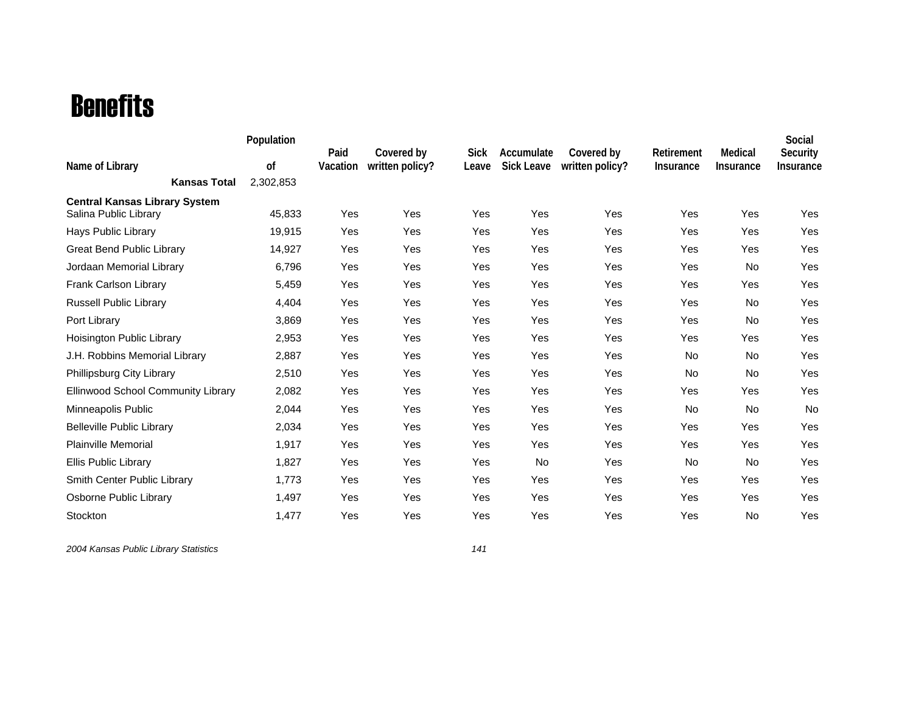# Benefits

| Name of Library | Population of | Paid Vacation | Covered by written policy? | Sick Leave | Accumulate Sick Leave | Covered by written policy? | Retirement Insurance | Medical Insurance | Social Security Insurance |
|---|---|---|---|---|---|---|---|---|---|
| **Kansas Total** | 2,302,853 | | | | | | | | |
| **Central Kansas Library System** | | | | | | | | | |
| Salina Public Library | 45,833 | Yes | Yes | Yes | Yes | Yes | Yes | Yes | Yes |
| Hays Public Library | 19,915 | Yes | Yes | Yes | Yes | Yes | Yes | Yes | Yes |
| Great Bend Public Library | 14,927 | Yes | Yes | Yes | Yes | Yes | Yes | Yes | Yes |
| Jordaan Memorial Library | 6,796 | Yes | Yes | Yes | Yes | Yes | Yes | No | Yes |
| Frank Carlson Library | 5,459 | Yes | Yes | Yes | Yes | Yes | Yes | Yes | Yes |
| Russell Public Library | 4,404 | Yes | Yes | Yes | Yes | Yes | Yes | No | Yes |
| Port Library | 3,869 | Yes | Yes | Yes | Yes | Yes | Yes | No | Yes |
| Hoisington Public Library | 2,953 | Yes | Yes | Yes | Yes | Yes | Yes | Yes | Yes |
| J.H. Robbins Memorial Library | 2,887 | Yes | Yes | Yes | Yes | Yes | No | No | Yes |
| Phillipsburg City Library | 2,510 | Yes | Yes | Yes | Yes | Yes | No | No | Yes |
| Ellinwood School Community Library | 2,082 | Yes | Yes | Yes | Yes | Yes | Yes | Yes | Yes |
| Minneapolis Public | 2,044 | Yes | Yes | Yes | Yes | Yes | No | No | No |
| Belleville Public Library | 2,034 | Yes | Yes | Yes | Yes | Yes | Yes | Yes | Yes |
| Plainville Memorial | 1,917 | Yes | Yes | Yes | Yes | Yes | Yes | Yes | Yes |
| Ellis Public Library | 1,827 | Yes | Yes | Yes | No | Yes | No | No | Yes |
| Smith Center Public Library | 1,773 | Yes | Yes | Yes | Yes | Yes | Yes | Yes | Yes |
| Osborne Public Library | 1,497 | Yes | Yes | Yes | Yes | Yes | Yes | Yes | Yes |
| Stockton | 1,477 | Yes | Yes | Yes | Yes | Yes | Yes | No | Yes |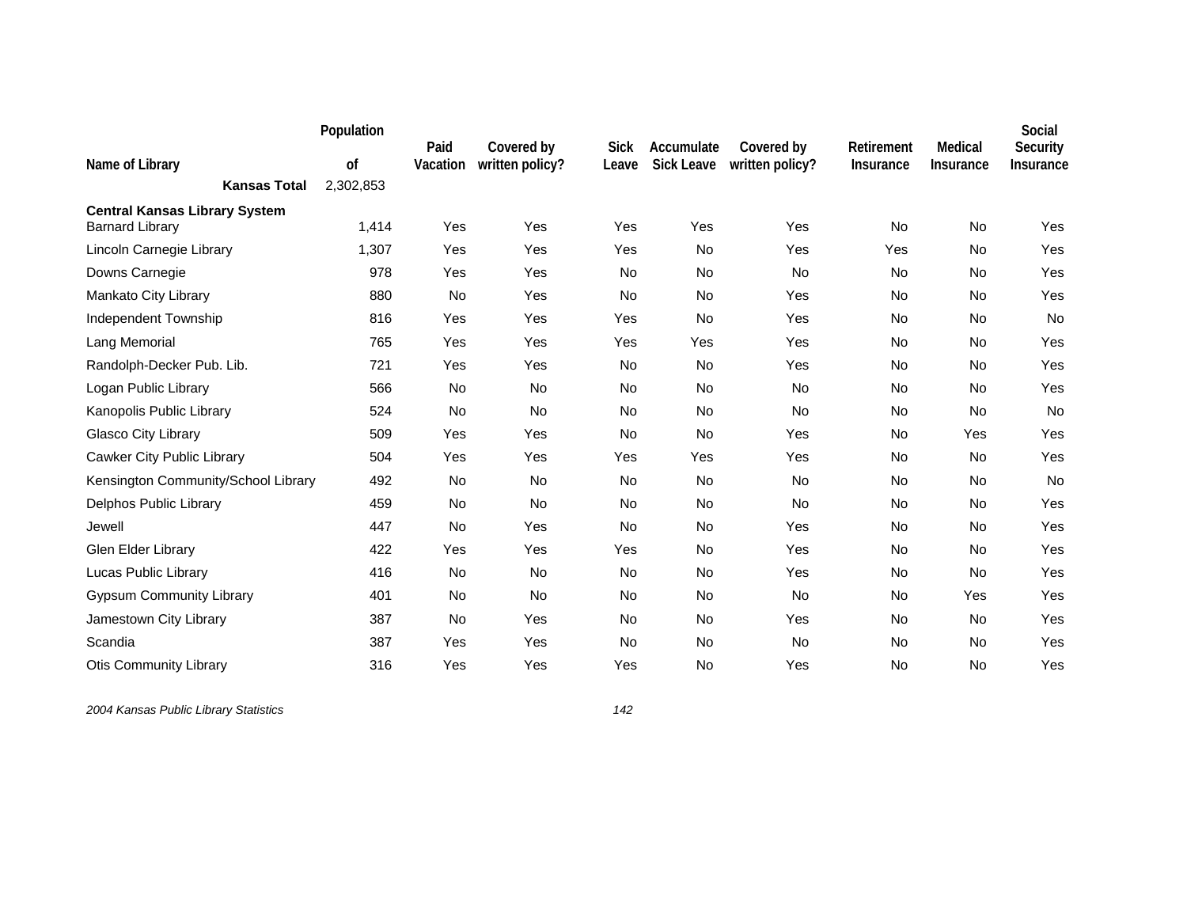| Name of Library | Population of | Paid Vacation | Covered by written policy? | Sick Leave | Accumulate Sick Leave | Covered by written policy? | Retirement Insurance | Medical Insurance | Social Security Insurance |
|---|---|---|---|---|---|---|---|---|---|
| **Kansas Total** | 2,302,853 | | | | | | | | |
| **Central Kansas Library System** | | | | | | | | | |
| Barnard Library | 1,414 | Yes | Yes | Yes | Yes | Yes | No | No | Yes |
| Lincoln Carnegie Library | 1,307 | Yes | Yes | Yes | No | Yes | Yes | No | Yes |
| Downs Carnegie | 978 | Yes | Yes | No | No | No | No | No | Yes |
| Mankato City Library | 880 | No | Yes | No | No | Yes | No | No | Yes |
| Independent Township | 816 | Yes | Yes | Yes | No | Yes | No | No | No |
| Lang Memorial | 765 | Yes | Yes | Yes | Yes | Yes | No | No | Yes |
| Randolph-Decker Pub. Lib. | 721 | Yes | Yes | No | No | Yes | No | No | Yes |
| Logan Public Library | 566 | No | No | No | No | No | No | No | Yes |
| Kanopolis Public Library | 524 | No | No | No | No | No | No | No | No |
| Glasco City Library | 509 | Yes | Yes | No | No | Yes | No | Yes | Yes |
| Cawker City Public Library | 504 | Yes | Yes | Yes | Yes | Yes | No | No | Yes |
| Kensington Community/School Library | 492 | No | No | No | No | No | No | No | No |
| Delphos Public Library | 459 | No | No | No | No | No | No | No | Yes |
| Jewell | 447 | No | Yes | No | No | Yes | No | No | Yes |
| Glen Elder Library | 422 | Yes | Yes | Yes | No | Yes | No | No | Yes |
| Lucas Public Library | 416 | No | No | No | No | Yes | No | No | Yes |
| Gypsum Community Library | 401 | No | No | No | No | No | No | Yes | Yes |
| Jamestown City Library | 387 | No | Yes | No | No | Yes | No | No | Yes |
| Scandia | 387 | Yes | Yes | No | No | No | No | No | Yes |
| Otis Community Library | 316 | Yes | Yes | Yes | No | Yes | No | No | Yes |

*2004 Kansas Public Library Statistics*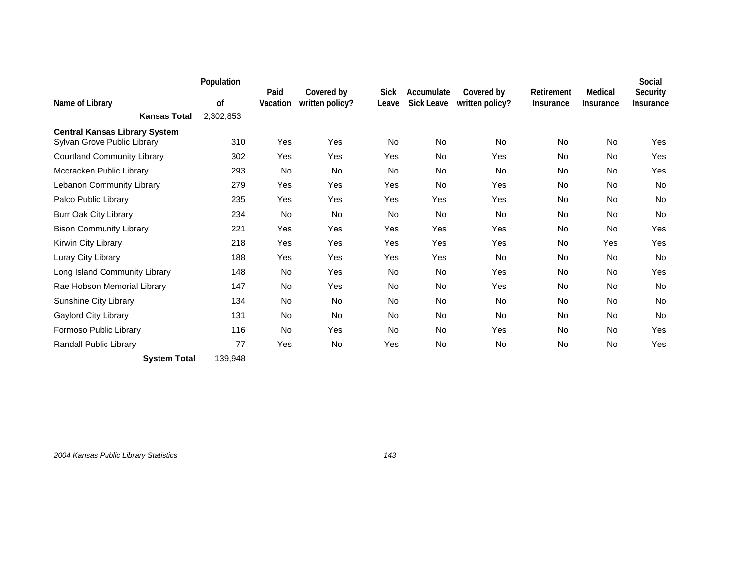| Name of Library | Population of | Paid Vacation | Covered by written policy? | Sick Leave | Accumulate Sick Leave | Covered by written policy? | Retirement Insurance | Medical Insurance | Social Security Insurance |
|---|---|---|---|---|---|---|---|---|---|
| **Kansas Total** | 2,302,853 | | | | | | | | |
| **Central Kansas Library System** | | | | | | | | | |
| Sylvan Grove Public Library | 310 | Yes | Yes | No | No | No | No | No | Yes |
| Courtland Community Library | 302 | Yes | Yes | Yes | No | Yes | No | No | Yes |
| Mccracken Public Library | 293 | No | No | No | No | No | No | No | Yes |
| Lebanon Community Library | 279 | Yes | Yes | Yes | No | Yes | No | No | No |
| Palco Public Library | 235 | Yes | Yes | Yes | Yes | Yes | No | No | No |
| Burr Oak City Library | 234 | No | No | No | No | No | No | No | No |
| Bison Community Library | 221 | Yes | Yes | Yes | Yes | Yes | No | No | Yes |
| Kirwin City Library | 218 | Yes | Yes | Yes | Yes | Yes | No | Yes | Yes |
| Luray City Library | 188 | Yes | Yes | Yes | Yes | No | No | No | No |
| Long Island Community Library | 148 | No | Yes | No | No | Yes | No | No | Yes |
| Rae Hobson Memorial Library | 147 | No | Yes | No | No | Yes | No | No | No |
| Sunshine City Library | 134 | No | No | No | No | No | No | No | No |
| Gaylord City Library | 131 | No | No | No | No | No | No | No | No |
| Formoso Public Library | 116 | No | Yes | No | No | Yes | No | No | Yes |
| Randall Public Library | 77 | Yes | No | Yes | No | No | No | No | Yes |
| **System Total** | 139,948 | | | | | | | | |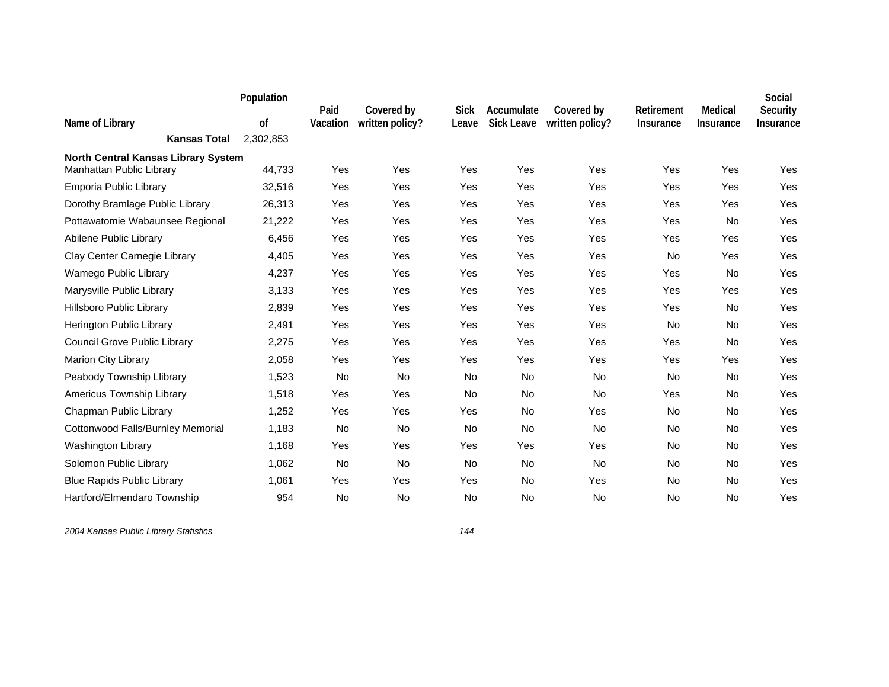| Name of Library | Population of | Paid Vacation | Covered by written policy? | Sick Leave | Accumulate Sick Leave | Covered by written policy? | Retirement Insurance | Medical Insurance | Social Security Insurance |
|---|---|---|---|---|---|---|---|---|---|
| **Kansas Total** | 2,302,853 | | | | | | | | |
| **North Central Kansas Library System** | | | | | | | | | |
| Manhattan Public Library | 44,733 | Yes | Yes | Yes | Yes | Yes | Yes | Yes | Yes |
| Emporia Public Library | 32,516 | Yes | Yes | Yes | Yes | Yes | Yes | Yes | Yes |
| Dorothy Bramlage Public Library | 26,313 | Yes | Yes | Yes | Yes | Yes | Yes | Yes | Yes |
| Pottawatomie Wabaunsee Regional | 21,222 | Yes | Yes | Yes | Yes | Yes | Yes | No | Yes |
| Abilene Public Library | 6,456 | Yes | Yes | Yes | Yes | Yes | Yes | Yes | Yes |
| Clay Center Carnegie Library | 4,405 | Yes | Yes | Yes | Yes | Yes | No | Yes | Yes |
| Wamego Public Library | 4,237 | Yes | Yes | Yes | Yes | Yes | Yes | No | Yes |
| Marysville Public Library | 3,133 | Yes | Yes | Yes | Yes | Yes | Yes | Yes | Yes |
| Hillsboro Public Library | 2,839 | Yes | Yes | Yes | Yes | Yes | Yes | No | Yes |
| Herington Public Library | 2,491 | Yes | Yes | Yes | Yes | Yes | No | No | Yes |
| Council Grove Public Library | 2,275 | Yes | Yes | Yes | Yes | Yes | Yes | No | Yes |
| Marion City Library | 2,058 | Yes | Yes | Yes | Yes | Yes | Yes | Yes | Yes |
| Peabody Township Llibrary | 1,523 | No | No | No | No | No | No | No | Yes |
| Americus Township Library | 1,518 | Yes | Yes | No | No | No | Yes | No | Yes |
| Chapman Public Library | 1,252 | Yes | Yes | Yes | No | Yes | No | No | Yes |
| Cottonwood Falls/Burnley Memorial | 1,183 | No | No | No | No | No | No | No | Yes |
| Washington Library | 1,168 | Yes | Yes | Yes | Yes | Yes | No | No | Yes |
| Solomon Public Library | 1,062 | No | No | No | No | No | No | No | Yes |
| Blue Rapids Public Library | 1,061 | Yes | Yes | Yes | No | Yes | No | No | Yes |
| Hartford/Elmendaro Township | 954 | No | No | No | No | No | No | No | Yes |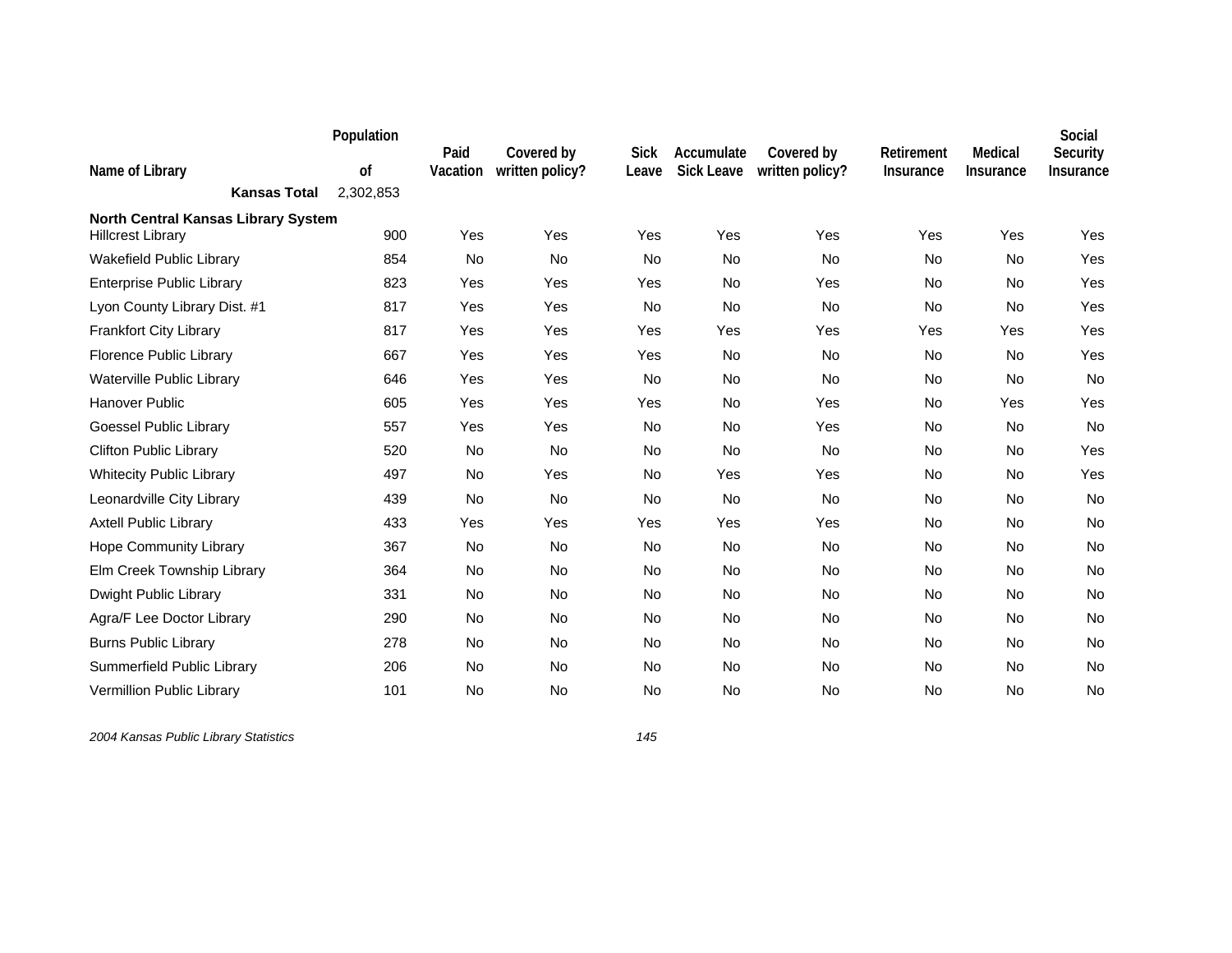| Name of Library | Population of | Paid Vacation | Covered by written policy? | Sick Leave | Accumulate Sick Leave | Covered by written policy? | Retirement Insurance | Medical Insurance | Social Security Insurance |
|---|---|---|---|---|---|---|---|---|---|
| **Kansas Total** | 2,302,853 | | | | | | | | |
| **North Central Kansas Library System** | | | | | | | | | |
| Hillcrest Library | 900 | Yes | Yes | Yes | Yes | Yes | Yes | Yes | Yes |
| Wakefield Public Library | 854 | No | No | No | No | No | No | No | Yes |
| Enterprise Public Library | 823 | Yes | Yes | Yes | No | Yes | No | No | Yes |
| Lyon County Library Dist. #1 | 817 | Yes | Yes | No | No | No | No | No | Yes |
| Frankfort City Library | 817 | Yes | Yes | Yes | Yes | Yes | Yes | Yes | Yes |
| Florence Public Library | 667 | Yes | Yes | Yes | No | No | No | No | Yes |
| Waterville Public Library | 646 | Yes | Yes | No | No | No | No | No | No |
| Hanover Public | 605 | Yes | Yes | Yes | No | Yes | No | Yes | Yes |
| Goessel Public Library | 557 | Yes | Yes | No | No | Yes | No | No | No |
| Clifton Public Library | 520 | No | No | No | No | No | No | No | Yes |
| Whitecity Public Library | 497 | No | Yes | No | Yes | Yes | No | No | Yes |
| Leonardville City Library | 439 | No | No | No | No | No | No | No | No |
| Axtell Public Library | 433 | Yes | Yes | Yes | Yes | Yes | No | No | No |
| Hope Community Library | 367 | No | No | No | No | No | No | No | No |
| Elm Creek Township Library | 364 | No | No | No | No | No | No | No | No |
| Dwight Public Library | 331 | No | No | No | No | No | No | No | No |
| Agra/F Lee Doctor Library | 290 | No | No | No | No | No | No | No | No |
| Burns Public Library | 278 | No | No | No | No | No | No | No | No |
| Summerfield Public Library | 206 | No | No | No | No | No | No | No | No |
| Vermillion Public Library | 101 | No | No | No | No | No | No | No | No |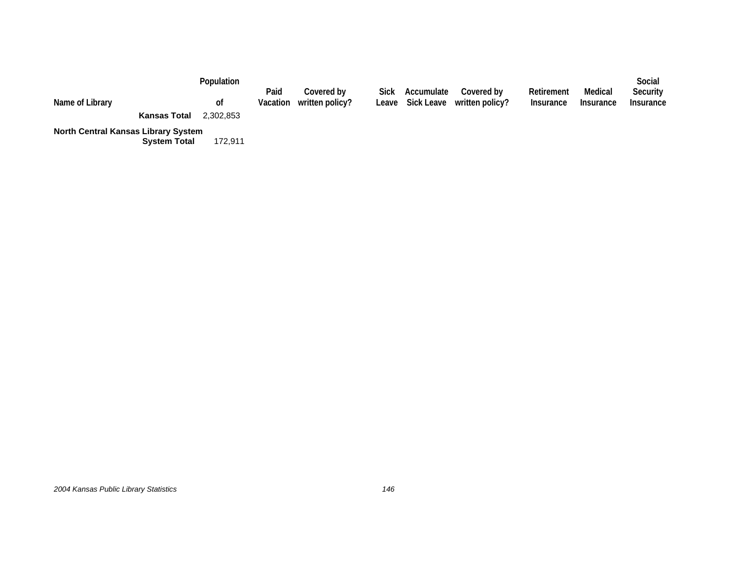| Name of Library | Population of | Paid Vacation | Covered by written policy? | Sick Leave | Accumulate Sick Leave | Covered by written policy? | Retirement Insurance | Medical Insurance | Social Security Insurance |
|---|---|---|---|---|---|---|---|---|---|
| **Kansas Total** | 2,302,853 | | | | | | | | |
| **North Central Kansas Library System** | | | | | | | | | |
| **System Total** | 172,911 | | | | | | | | |

*2004 Kansas Public Library Statistics*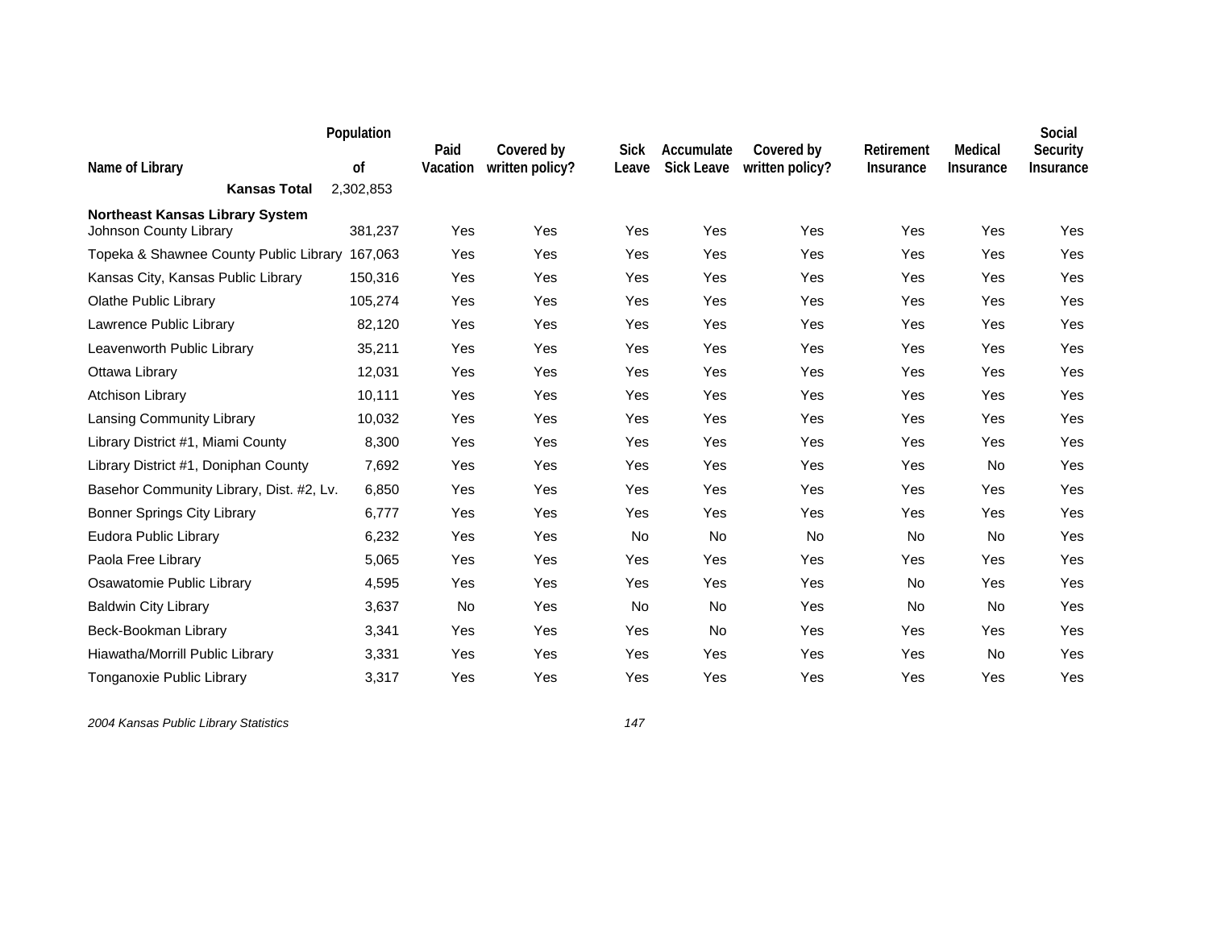| Name of Library | Population of | Paid Vacation | Covered by written policy? | Sick Leave | Accumulate Sick Leave | Covered by written policy? | Retirement Insurance | Medical Insurance | Social Security Insurance |
|---|---|---|---|---|---|---|---|---|---|
| **Kansas Total** | 2,302,853 | | | | | | | | |
| **Northeast Kansas Library System** | | | | | | | | | |
| Johnson County Library | 381,237 | Yes | Yes | Yes | Yes | Yes | Yes | Yes | Yes |
| Topeka & Shawnee County Public Library | 167,063 | Yes | Yes | Yes | Yes | Yes | Yes | Yes | Yes |
| Kansas City, Kansas Public Library | 150,316 | Yes | Yes | Yes | Yes | Yes | Yes | Yes | Yes |
| Olathe Public Library | 105,274 | Yes | Yes | Yes | Yes | Yes | Yes | Yes | Yes |
| Lawrence Public Library | 82,120 | Yes | Yes | Yes | Yes | Yes | Yes | Yes | Yes |
| Leavenworth Public Library | 35,211 | Yes | Yes | Yes | Yes | Yes | Yes | Yes | Yes |
| Ottawa Library | 12,031 | Yes | Yes | Yes | Yes | Yes | Yes | Yes | Yes |
| Atchison Library | 10,111 | Yes | Yes | Yes | Yes | Yes | Yes | Yes | Yes |
| Lansing Community Library | 10,032 | Yes | Yes | Yes | Yes | Yes | Yes | Yes | Yes |
| Library District #1, Miami County | 8,300 | Yes | Yes | Yes | Yes | Yes | Yes | Yes | Yes |
| Library District #1, Doniphan County | 7,692 | Yes | Yes | Yes | Yes | Yes | Yes | No | Yes |
| Basehor Community Library, Dist. #2, Lv. | 6,850 | Yes | Yes | Yes | Yes | Yes | Yes | Yes | Yes |
| Bonner Springs City Library | 6,777 | Yes | Yes | Yes | Yes | Yes | Yes | Yes | Yes |
| Eudora Public Library | 6,232 | Yes | Yes | No | No | No | No | No | Yes |
| Paola Free Library | 5,065 | Yes | Yes | Yes | Yes | Yes | Yes | Yes | Yes |
| Osawatomie Public Library | 4,595 | Yes | Yes | Yes | Yes | Yes | No | Yes | Yes |
| Baldwin City Library | 3,637 | No | Yes | No | No | Yes | No | No | Yes |
| Beck-Bookman Library | 3,341 | Yes | Yes | Yes | No | Yes | Yes | Yes | Yes |
| Hiawatha/Morrill Public Library | 3,331 | Yes | Yes | Yes | Yes | Yes | Yes | No | Yes |
| Tonganoxie Public Library | 3,317 | Yes | Yes | Yes | Yes | Yes | Yes | Yes | Yes |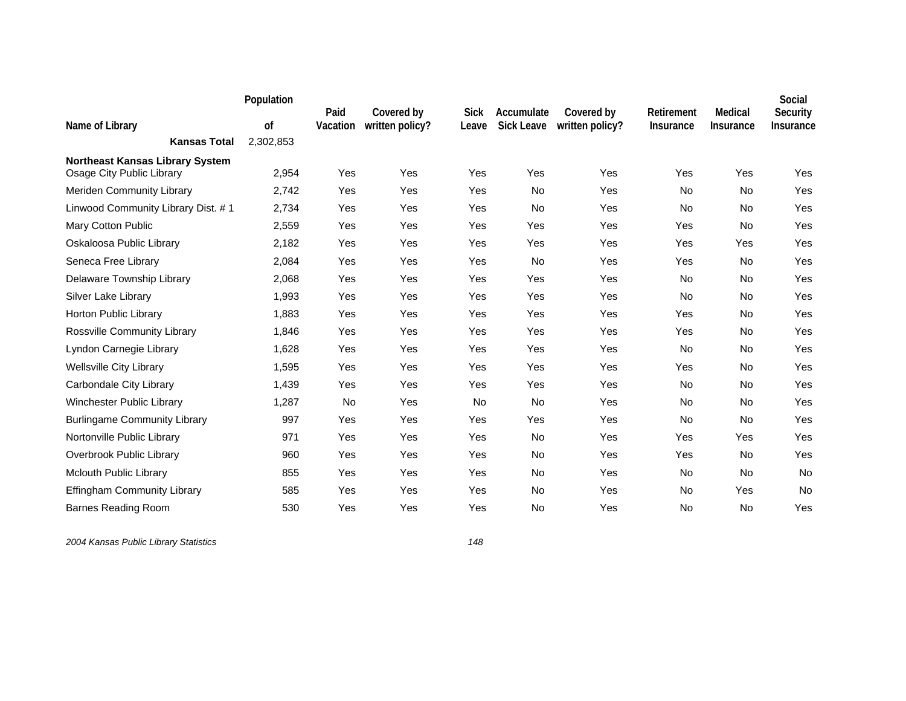| Name of Library | Population of | Paid Vacation | Covered by written policy? | Sick Leave | Accumulate Sick Leave | Covered by written policy? | Retirement Insurance | Medical Insurance | Social Security Insurance |
|---|---|---|---|---|---|---|---|---|---|
| **Kansas Total** | 2,302,853 | | | | | | | | |
| **Northeast Kansas Library System** | | | | | | | | | |
| Osage City Public Library | 2,954 | Yes | Yes | Yes | Yes | Yes | Yes | Yes | Yes |
| Meriden Community Library | 2,742 | Yes | Yes | Yes | No | Yes | No | No | Yes |
| Linwood Community Library Dist. # 1 | 2,734 | Yes | Yes | Yes | No | Yes | No | No | Yes |
| Mary Cotton Public | 2,559 | Yes | Yes | Yes | Yes | Yes | Yes | No | Yes |
| Oskaloosa Public Library | 2,182 | Yes | Yes | Yes | Yes | Yes | Yes | Yes | Yes |
| Seneca Free Library | 2,084 | Yes | Yes | Yes | No | Yes | Yes | No | Yes |
| Delaware Township Library | 2,068 | Yes | Yes | Yes | Yes | Yes | No | No | Yes |
| Silver Lake Library | 1,993 | Yes | Yes | Yes | Yes | Yes | No | No | Yes |
| Horton Public Library | 1,883 | Yes | Yes | Yes | Yes | Yes | Yes | No | Yes |
| Rossville Community Library | 1,846 | Yes | Yes | Yes | Yes | Yes | Yes | No | Yes |
| Lyndon Carnegie Library | 1,628 | Yes | Yes | Yes | Yes | Yes | No | No | Yes |
| Wellsville City Library | 1,595 | Yes | Yes | Yes | Yes | Yes | Yes | No | Yes |
| Carbondale City Library | 1,439 | Yes | Yes | Yes | Yes | Yes | No | No | Yes |
| Winchester Public Library | 1,287 | No | Yes | No | No | Yes | No | No | Yes |
| Burlingame Community Library | 997 | Yes | Yes | Yes | Yes | Yes | No | No | Yes |
| Nortonville Public Library | 971 | Yes | Yes | Yes | No | Yes | Yes | Yes | Yes |
| Overbrook Public Library | 960 | Yes | Yes | Yes | No | Yes | Yes | No | Yes |
| Mclouth Public Library | 855 | Yes | Yes | Yes | No | Yes | No | No | No |
| Effingham Community Library | 585 | Yes | Yes | Yes | No | Yes | No | Yes | No |
| Barnes Reading Room | 530 | Yes | Yes | Yes | No | Yes | No | No | Yes |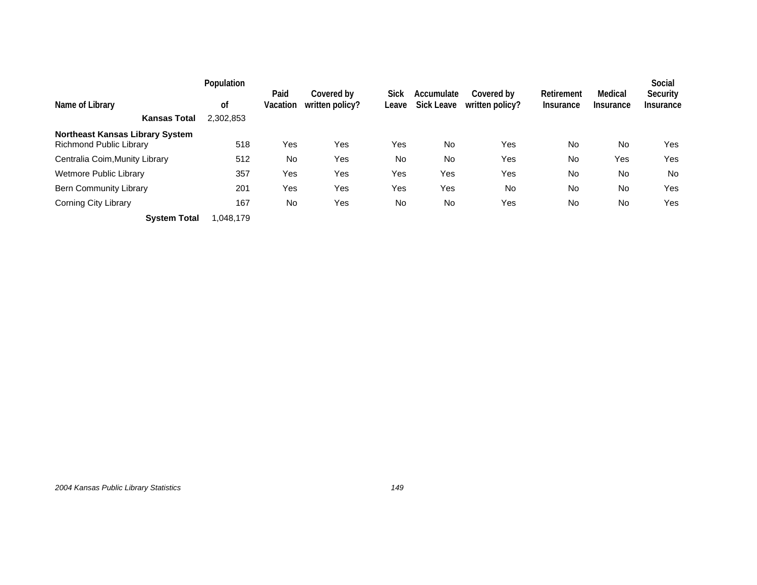| Name of Library | Population of | Paid Vacation | Covered by written policy? | Sick Leave | Accumulate Sick Leave | Covered by written policy? | Retirement Insurance | Medical Insurance | Social Security Insurance |
|---|---|---|---|---|---|---|---|---|---|
| **Kansas Total** | 2,302,853 | | | | | | | | |
| **Northeast Kansas Library System** | | | | | | | | | |
| Richmond Public Library | 518 | Yes | Yes | Yes | No | Yes | No | No | Yes |
| Centralia Coim,Munity Library | 512 | No | Yes | No | No | Yes | No | Yes | Yes |
| Wetmore Public Library | 357 | Yes | Yes | Yes | Yes | Yes | No | No | No |
| Bern Community Library | 201 | Yes | Yes | Yes | Yes | No | No | No | Yes |
| Corning City Library | 167 | No | Yes | No | No | Yes | No | No | Yes |
| **System Total** | 1,048,179 | | | | | | | | |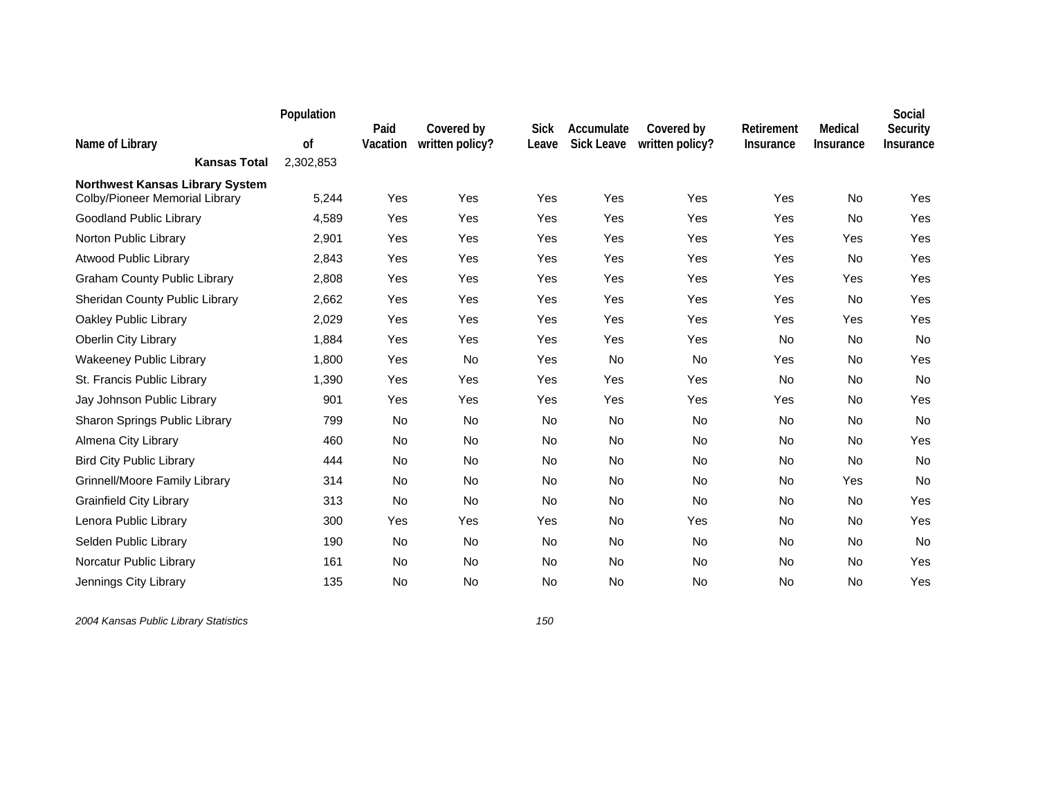| Name of Library | Population of | Paid Vacation | Covered by written policy? | Sick Leave | Accumulate Sick Leave | Covered by written policy? | Retirement Insurance | Medical Insurance | Social Security Insurance |
|---|---|---|---|---|---|---|---|---|---|
| **Kansas Total** | 2,302,853 | | | | | | | | |
| **Northwest Kansas Library System** | | | | | | | | | |
| Colby/Pioneer Memorial Library | 5,244 | Yes | Yes | Yes | Yes | Yes | Yes | No | Yes |
| Goodland Public Library | 4,589 | Yes | Yes | Yes | Yes | Yes | Yes | No | Yes |
| Norton Public Library | 2,901 | Yes | Yes | Yes | Yes | Yes | Yes | Yes | Yes |
| Atwood Public Library | 2,843 | Yes | Yes | Yes | Yes | Yes | Yes | No | Yes |
| Graham County Public Library | 2,808 | Yes | Yes | Yes | Yes | Yes | Yes | Yes | Yes |
| Sheridan County Public Library | 2,662 | Yes | Yes | Yes | Yes | Yes | Yes | No | Yes |
| Oakley Public Library | 2,029 | Yes | Yes | Yes | Yes | Yes | Yes | Yes | Yes |
| Oberlin City Library | 1,884 | Yes | Yes | Yes | Yes | Yes | No | No | No |
| Wakeeney Public Library | 1,800 | Yes | No | Yes | No | No | Yes | No | Yes |
| St. Francis Public Library | 1,390 | Yes | Yes | Yes | Yes | Yes | No | No | No |
| Jay Johnson Public Library | 901 | Yes | Yes | Yes | Yes | Yes | Yes | No | Yes |
| Sharon Springs Public Library | 799 | No | No | No | No | No | No | No | No |
| Almena City Library | 460 | No | No | No | No | No | No | No | Yes |
| Bird City Public Library | 444 | No | No | No | No | No | No | No | No |
| Grinnell/Moore Family Library | 314 | No | No | No | No | No | No | Yes | No |
| Grainfield City Library | 313 | No | No | No | No | No | No | No | Yes |
| Lenora Public Library | 300 | Yes | Yes | Yes | No | Yes | No | No | Yes |
| Selden Public Library | 190 | No | No | No | No | No | No | No | No |
| Norcatur Public Library | 161 | No | No | No | No | No | No | No | Yes |
| Jennings City Library | 135 | No | No | No | No | No | No | No | Yes |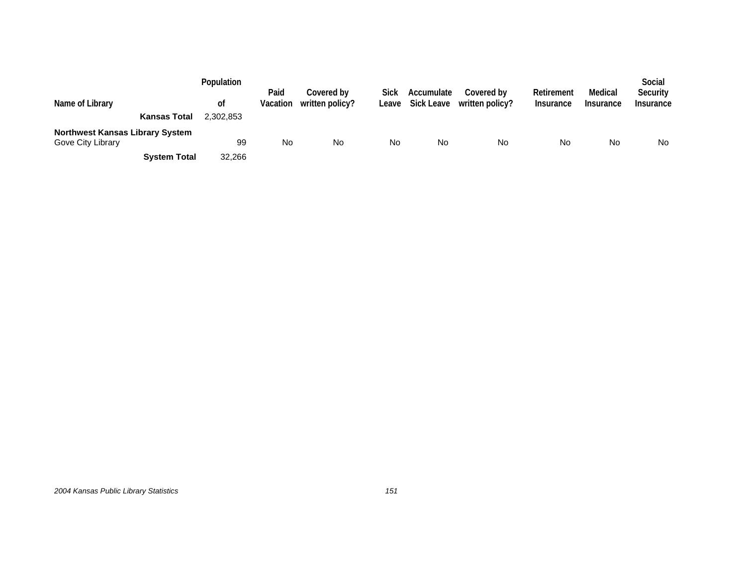| Name of Library | Population of | Paid Vacation | Covered by written policy? | Sick Leave | Accumulate Sick Leave | Covered by written policy? | Retirement Insurance | Medical Insurance | Social Security Insurance |
|---|---|---|---|---|---|---|---|---|---|
| **Kansas Total** | 2,302,853 | | | | | | | | |
| **Northwest Kansas Library System** | | | | | | | | | |
| Gove City Library | 99 | No | No | No | No | No | No | No | No |
| **System Total** | 32,266 | | | | | | | | |

*2004 Kansas Public Library Statistics*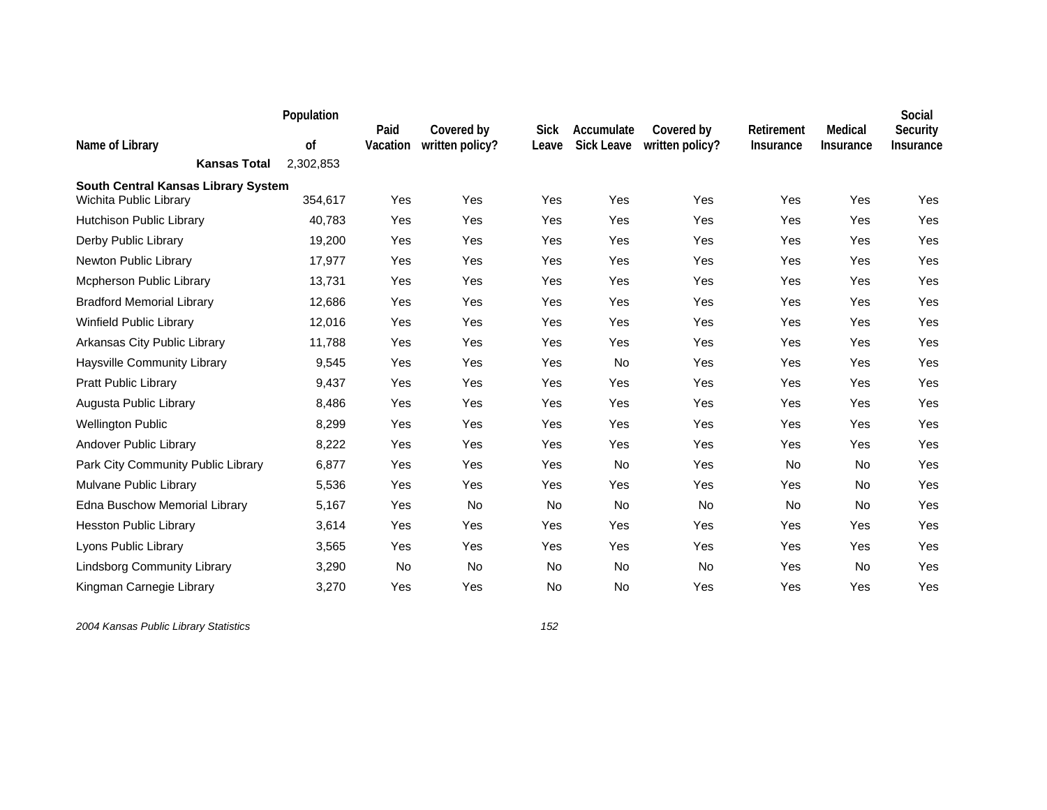| Name of Library | Population of | Paid Vacation | Covered by written policy? | Sick Leave | Accumulate Sick Leave | Covered by written policy? | Retirement Insurance | Medical Insurance | Social Security Insurance |
|---|---|---|---|---|---|---|---|---|---|
| **Kansas Total** | 2,302,853 | | | | | | | | |
| **South Central Kansas Library System** | | | | | | | | | |
| Wichita Public Library | 354,617 | Yes | Yes | Yes | Yes | Yes | Yes | Yes | Yes |
| Hutchison Public Library | 40,783 | Yes | Yes | Yes | Yes | Yes | Yes | Yes | Yes |
| Derby Public Library | 19,200 | Yes | Yes | Yes | Yes | Yes | Yes | Yes | Yes |
| Newton Public Library | 17,977 | Yes | Yes | Yes | Yes | Yes | Yes | Yes | Yes |
| Mcpherson Public Library | 13,731 | Yes | Yes | Yes | Yes | Yes | Yes | Yes | Yes |
| Bradford Memorial Library | 12,686 | Yes | Yes | Yes | Yes | Yes | Yes | Yes | Yes |
| Winfield Public Library | 12,016 | Yes | Yes | Yes | Yes | Yes | Yes | Yes | Yes |
| Arkansas City Public Library | 11,788 | Yes | Yes | Yes | Yes | Yes | Yes | Yes | Yes |
| Haysville Community Library | 9,545 | Yes | Yes | Yes | No | Yes | Yes | Yes | Yes |
| Pratt Public Library | 9,437 | Yes | Yes | Yes | Yes | Yes | Yes | Yes | Yes |
| Augusta Public Library | 8,486 | Yes | Yes | Yes | Yes | Yes | Yes | Yes | Yes |
| Wellington Public | 8,299 | Yes | Yes | Yes | Yes | Yes | Yes | Yes | Yes |
| Andover Public Library | 8,222 | Yes | Yes | Yes | Yes | Yes | Yes | Yes | Yes |
| Park City Community Public Library | 6,877 | Yes | Yes | Yes | No | Yes | No | No | Yes |
| Mulvane Public Library | 5,536 | Yes | Yes | Yes | Yes | Yes | Yes | No | Yes |
| Edna Buschow Memorial Library | 5,167 | Yes | No | No | No | No | No | No | Yes |
| Hesston Public Library | 3,614 | Yes | Yes | Yes | Yes | Yes | Yes | Yes | Yes |
| Lyons Public Library | 3,565 | Yes | Yes | Yes | Yes | Yes | Yes | Yes | Yes |
| Lindsborg Community Library | 3,290 | No | No | No | No | No | Yes | No | Yes |
| Kingman Carnegie Library | 3,270 | Yes | Yes | No | No | Yes | Yes | Yes | Yes |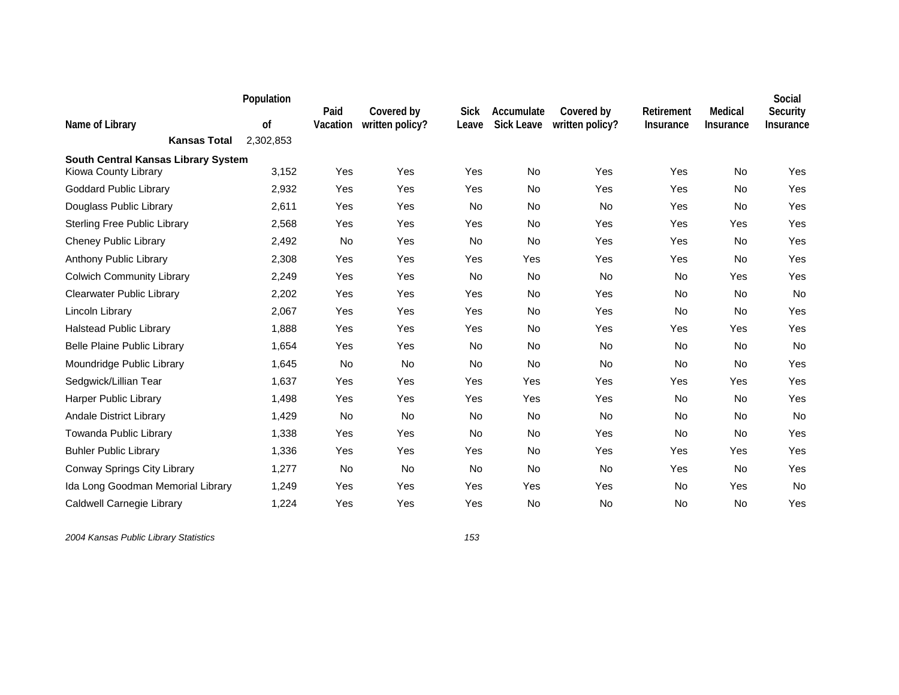| Name of Library | Population of | Paid Vacation | Covered by written policy? | Sick Leave | Accumulate Sick Leave | Covered by written policy? | Retirement Insurance | Medical Insurance | Social Security Insurance |
|---|---|---|---|---|---|---|---|---|---|
| **Kansas Total** | 2,302,853 | | | | | | | | |
| **South Central Kansas Library System** | | | | | | | | | |
| Kiowa County Library | 3,152 | Yes | Yes | Yes | No | Yes | Yes | No | Yes |
| Goddard Public Library | 2,932 | Yes | Yes | Yes | No | Yes | Yes | No | Yes |
| Douglass Public Library | 2,611 | Yes | Yes | No | No | No | Yes | No | Yes |
| Sterling Free Public Library | 2,568 | Yes | Yes | Yes | No | Yes | Yes | Yes | Yes |
| Cheney Public Library | 2,492 | No | Yes | No | No | Yes | Yes | No | Yes |
| Anthony Public Library | 2,308 | Yes | Yes | Yes | Yes | Yes | Yes | No | Yes |
| Colwich Community Library | 2,249 | Yes | Yes | No | No | No | No | Yes | Yes |
| Clearwater Public Library | 2,202 | Yes | Yes | Yes | No | Yes | No | No | No |
| Lincoln Library | 2,067 | Yes | Yes | Yes | No | Yes | No | No | Yes |
| Halstead Public Library | 1,888 | Yes | Yes | Yes | No | Yes | Yes | Yes | Yes |
| Belle Plaine Public Library | 1,654 | Yes | Yes | No | No | No | No | No | No |
| Moundridge Public Library | 1,645 | No | No | No | No | No | No | No | Yes |
| Sedgwick/Lillian Tear | 1,637 | Yes | Yes | Yes | Yes | Yes | Yes | Yes | Yes |
| Harper Public Library | 1,498 | Yes | Yes | Yes | Yes | Yes | No | No | Yes |
| Andale District Library | 1,429 | No | No | No | No | No | No | No | No |
| Towanda Public Library | 1,338 | Yes | Yes | No | No | Yes | No | No | Yes |
| Buhler Public Library | 1,336 | Yes | Yes | Yes | No | Yes | Yes | Yes | Yes |
| Conway Springs City Library | 1,277 | No | No | No | No | No | Yes | No | Yes |
| Ida Long Goodman Memorial Library | 1,249 | Yes | Yes | Yes | Yes | Yes | No | Yes | No |
| Caldwell Carnegie Library | 1,224 | Yes | Yes | Yes | No | No | No | No | Yes |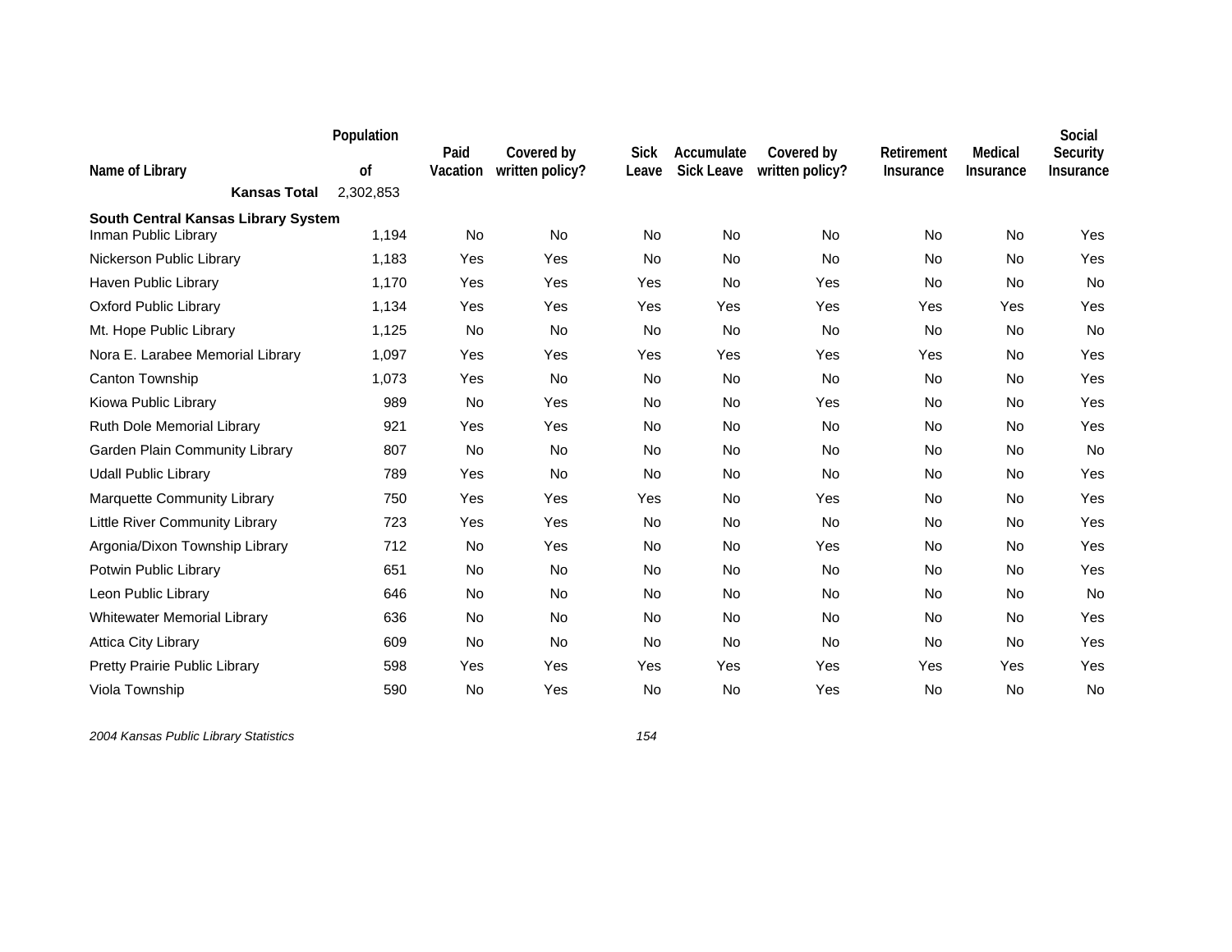| Name of Library | Population of | Paid Vacation | Covered by written policy? | Sick Leave | Accumulate Sick Leave | Covered by written policy? | Retirement Insurance | Medical Insurance | Social Security Insurance |
|---|---|---|---|---|---|---|---|---|---|
| **Kansas Total** | 2,302,853 | | | | | | | | |
| **South Central Kansas Library System** | | | | | | | | | |
| Inman Public Library | 1,194 | No | No | No | No | No | No | No | Yes |
| Nickerson Public Library | 1,183 | Yes | Yes | No | No | No | No | No | Yes |
| Haven Public Library | 1,170 | Yes | Yes | Yes | No | Yes | No | No | No |
| Oxford Public Library | 1,134 | Yes | Yes | Yes | Yes | Yes | Yes | Yes | Yes |
| Mt. Hope Public Library | 1,125 | No | No | No | No | No | No | No | No |
| Nora E. Larabee Memorial Library | 1,097 | Yes | Yes | Yes | Yes | Yes | Yes | No | Yes |
| Canton Township | 1,073 | Yes | No | No | No | No | No | No | Yes |
| Kiowa Public Library | 989 | No | Yes | No | No | Yes | No | No | Yes |
| Ruth Dole Memorial Library | 921 | Yes | Yes | No | No | No | No | No | Yes |
| Garden Plain Community Library | 807 | No | No | No | No | No | No | No | No |
| Udall Public Library | 789 | Yes | No | No | No | No | No | No | Yes |
| Marquette Community Library | 750 | Yes | Yes | Yes | No | Yes | No | No | Yes |
| Little River Community Library | 723 | Yes | Yes | No | No | No | No | No | Yes |
| Argonia/Dixon Township Library | 712 | No | Yes | No | No | Yes | No | No | Yes |
| Potwin Public Library | 651 | No | No | No | No | No | No | No | Yes |
| Leon Public Library | 646 | No | No | No | No | No | No | No | No |
| Whitewater Memorial Library | 636 | No | No | No | No | No | No | No | Yes |
| Attica City Library | 609 | No | No | No | No | No | No | No | Yes |
| Pretty Prairie Public Library | 598 | Yes | Yes | Yes | Yes | Yes | Yes | Yes | Yes |
| Viola Township | 590 | No | Yes | No | No | Yes | No | No | No |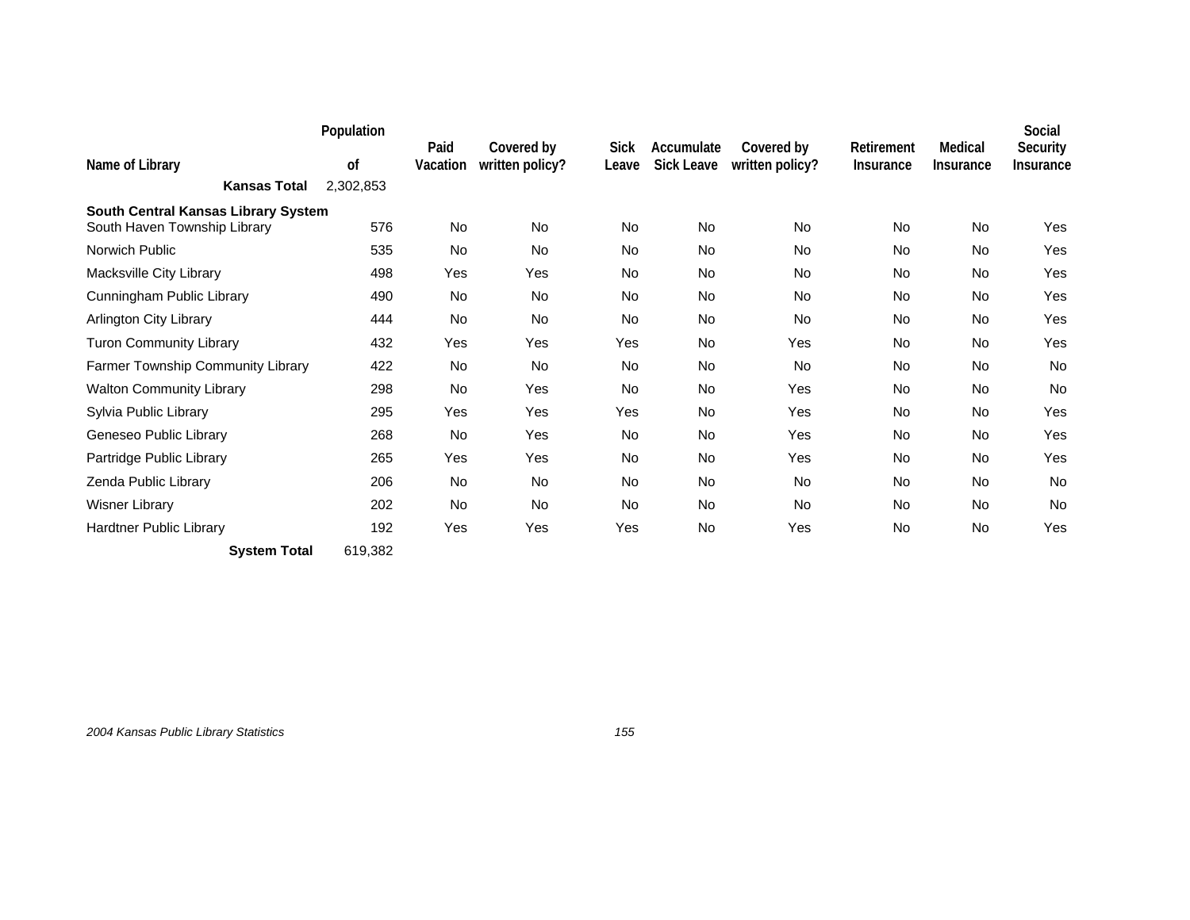| Name of Library | Population of | Paid Vacation | Covered by written policy? | Sick Leave | Accumulate Sick Leave | Covered by written policy? | Retirement Insurance | Medical Insurance | Social Security Insurance |
|---|---|---|---|---|---|---|---|---|---|
| **Kansas Total** | 2,302,853 | | | | | | | | |
| **South Central Kansas Library System** | | | | | | | | | |
| South Haven Township Library | 576 | No | No | No | No | No | No | No | Yes |
| Norwich Public | 535 | No | No | No | No | No | No | No | Yes |
| Macksville City Library | 498 | Yes | Yes | No | No | No | No | No | Yes |
| Cunningham Public Library | 490 | No | No | No | No | No | No | No | Yes |
| Arlington City Library | 444 | No | No | No | No | No | No | No | Yes |
| Turon Community Library | 432 | Yes | Yes | Yes | No | Yes | No | No | Yes |
| Farmer Township Community Library | 422 | No | No | No | No | No | No | No | No |
| Walton Community Library | 298 | No | Yes | No | No | Yes | No | No | No |
| Sylvia Public Library | 295 | Yes | Yes | Yes | No | Yes | No | No | Yes |
| Geneseo Public Library | 268 | No | Yes | No | No | Yes | No | No | Yes |
| Partridge Public Library | 265 | Yes | Yes | No | No | Yes | No | No | Yes |
| Zenda Public Library | 206 | No | No | No | No | No | No | No | No |
| Wisner Library | 202 | No | No | No | No | No | No | No | No |
| Hardtner Public Library | 192 | Yes | Yes | Yes | No | Yes | No | No | Yes |
| **System Total** | 619,382 | | | | | | | | |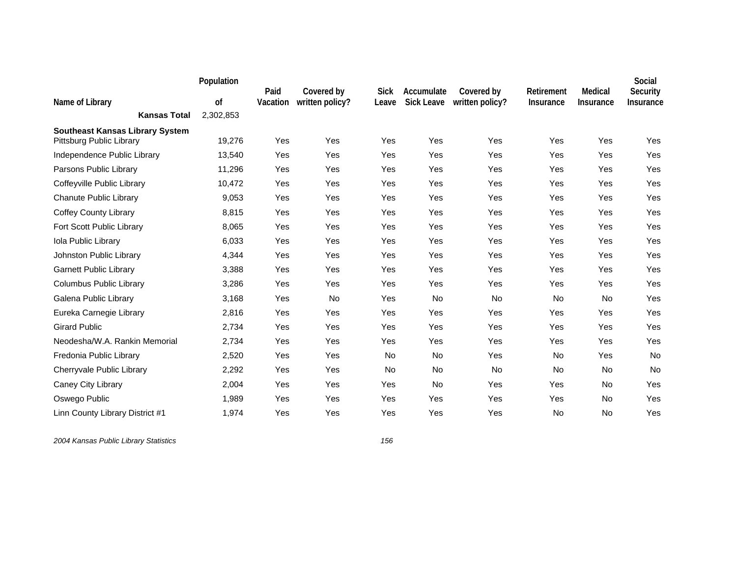| Name of Library | Population of | Paid Vacation | Covered by written policy? | Sick Leave | Accumulate Sick Leave | Covered by written policy? | Retirement Insurance | Medical Insurance | Social Security Insurance |
|---|---|---|---|---|---|---|---|---|---|
| **Kansas Total** | 2,302,853 | | | | | | | | |
| **Southeast Kansas Library System** | | | | | | | | | |
| Pittsburg Public Library | 19,276 | Yes | Yes | Yes | Yes | Yes | Yes | Yes | Yes |
| Independence Public Library | 13,540 | Yes | Yes | Yes | Yes | Yes | Yes | Yes | Yes |
| Parsons Public Library | 11,296 | Yes | Yes | Yes | Yes | Yes | Yes | Yes | Yes |
| Coffeyville Public Library | 10,472 | Yes | Yes | Yes | Yes | Yes | Yes | Yes | Yes |
| Chanute Public Library | 9,053 | Yes | Yes | Yes | Yes | Yes | Yes | Yes | Yes |
| Coffey County Library | 8,815 | Yes | Yes | Yes | Yes | Yes | Yes | Yes | Yes |
| Fort Scott Public Library | 8,065 | Yes | Yes | Yes | Yes | Yes | Yes | Yes | Yes |
| Iola Public Library | 6,033 | Yes | Yes | Yes | Yes | Yes | Yes | Yes | Yes |
| Johnston Public Library | 4,344 | Yes | Yes | Yes | Yes | Yes | Yes | Yes | Yes |
| Garnett Public Library | 3,388 | Yes | Yes | Yes | Yes | Yes | Yes | Yes | Yes |
| Columbus Public Library | 3,286 | Yes | Yes | Yes | Yes | Yes | Yes | Yes | Yes |
| Galena Public Library | 3,168 | Yes | No | Yes | No | No | No | No | Yes |
| Eureka Carnegie Library | 2,816 | Yes | Yes | Yes | Yes | Yes | Yes | Yes | Yes |
| Girard Public | 2,734 | Yes | Yes | Yes | Yes | Yes | Yes | Yes | Yes |
| Neodesha/W.A. Rankin Memorial | 2,734 | Yes | Yes | Yes | Yes | Yes | Yes | Yes | Yes |
| Fredonia Public Library | 2,520 | Yes | Yes | No | No | Yes | No | Yes | No |
| Cherryvale Public Library | 2,292 | Yes | Yes | No | No | No | No | No | No |
| Caney City Library | 2,004 | Yes | Yes | Yes | No | Yes | Yes | No | Yes |
| Oswego Public | 1,989 | Yes | Yes | Yes | Yes | Yes | Yes | No | Yes |
| Linn County Library District #1 | 1,974 | Yes | Yes | Yes | Yes | Yes | No | No | Yes |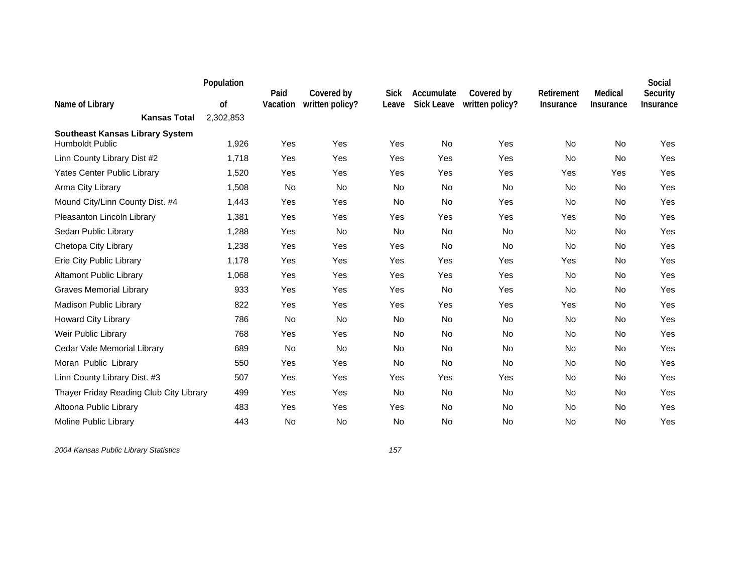| Name of Library | Population of | Paid Vacation | Covered by written policy? | Sick Leave | Accumulate Sick Leave | Covered by written policy? | Retirement Insurance | Medical Insurance | Social Security Insurance |
|---|---|---|---|---|---|---|---|---|---|
| **Kansas Total** | 2,302,853 | | | | | | | | |
| **Southeast Kansas Library System** | | | | | | | | | |
| Humboldt Public | 1,926 | Yes | Yes | Yes | No | Yes | No | No | Yes |
| Linn County Library Dist #2 | 1,718 | Yes | Yes | Yes | Yes | Yes | No | No | Yes |
| Yates Center Public Library | 1,520 | Yes | Yes | Yes | Yes | Yes | Yes | Yes | Yes |
| Arma City Library | 1,508 | No | No | No | No | No | No | No | Yes |
| Mound City/Linn County Dist. #4 | 1,443 | Yes | Yes | No | No | Yes | No | No | Yes |
| Pleasanton Lincoln Library | 1,381 | Yes | Yes | Yes | Yes | Yes | Yes | No | Yes |
| Sedan Public Library | 1,288 | Yes | No | No | No | No | No | No | Yes |
| Chetopa City Library | 1,238 | Yes | Yes | Yes | No | No | No | No | Yes |
| Erie City Public Library | 1,178 | Yes | Yes | Yes | Yes | Yes | Yes | No | Yes |
| Altamont Public Library | 1,068 | Yes | Yes | Yes | Yes | Yes | No | No | Yes |
| Graves Memorial Library | 933 | Yes | Yes | Yes | No | Yes | No | No | Yes |
| Madison Public Library | 822 | Yes | Yes | Yes | Yes | Yes | Yes | No | Yes |
| Howard City Library | 786 | No | No | No | No | No | No | No | Yes |
| Weir Public Library | 768 | Yes | Yes | No | No | No | No | No | Yes |
| Cedar Vale Memorial Library | 689 | No | No | No | No | No | No | No | Yes |
| Moran Public Library | 550 | Yes | Yes | No | No | No | No | No | Yes |
| Linn County Library Dist. #3 | 507 | Yes | Yes | Yes | Yes | Yes | No | No | Yes |
| Thayer Friday Reading Club City Library | 499 | Yes | Yes | No | No | No | No | No | Yes |
| Altoona Public Library | 483 | Yes | Yes | Yes | No | No | No | No | Yes |
| Moline Public Library | 443 | No | No | No | No | No | No | No | Yes |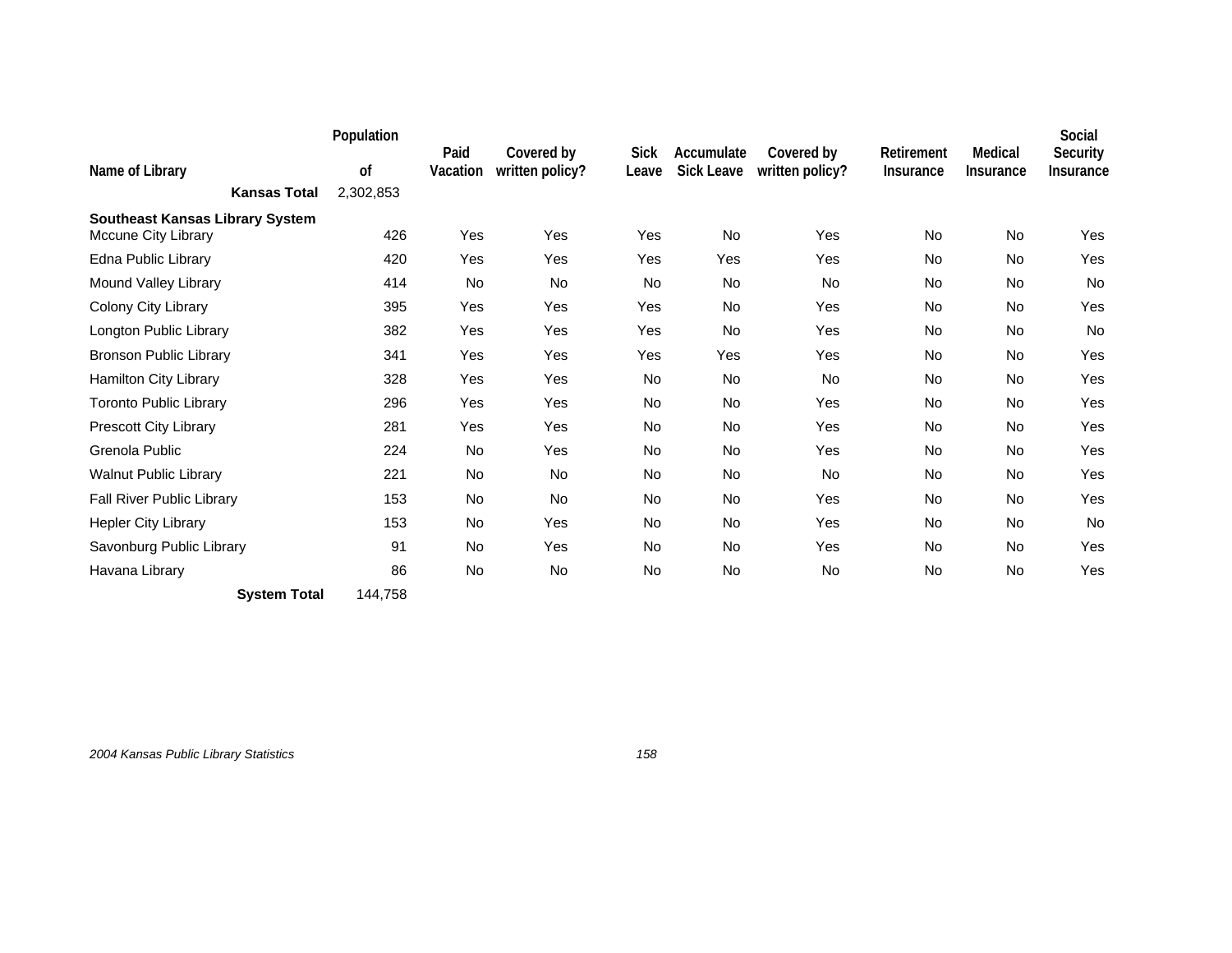| Name of Library | Population of | Paid Vacation | Covered by written policy? | Sick Leave | Accumulate Sick Leave | Covered by written policy? | Retirement Insurance | Medical Insurance | Social Security Insurance |
|---|---|---|---|---|---|---|---|---|---|
| **Kansas Total** | 2,302,853 | | | | | | | | |
| **Southeast Kansas Library System** | | | | | | | | | |
| Mccune City Library | 426 | Yes | Yes | Yes | No | Yes | No | No | Yes |
| Edna Public Library | 420 | Yes | Yes | Yes | Yes | Yes | No | No | Yes |
| Mound Valley Library | 414 | No | No | No | No | No | No | No | No |
| Colony City Library | 395 | Yes | Yes | Yes | No | Yes | No | No | Yes |
| Longton Public Library | 382 | Yes | Yes | Yes | No | Yes | No | No | No |
| Bronson Public Library | 341 | Yes | Yes | Yes | Yes | Yes | No | No | Yes |
| Hamilton City Library | 328 | Yes | Yes | No | No | No | No | No | Yes |
| Toronto Public Library | 296 | Yes | Yes | No | No | Yes | No | No | Yes |
| Prescott City Library | 281 | Yes | Yes | No | No | Yes | No | No | Yes |
| Grenola Public | 224 | No | Yes | No | No | Yes | No | No | Yes |
| Walnut Public Library | 221 | No | No | No | No | No | No | No | Yes |
| Fall River Public Library | 153 | No | No | No | No | Yes | No | No | Yes |
| Hepler City Library | 153 | No | Yes | No | No | Yes | No | No | No |
| Savonburg Public Library | 91 | No | Yes | No | No | Yes | No | No | Yes |
| Havana Library | 86 | No | No | No | No | No | No | No | Yes |
| **System Total** | 144,758 | | | | | | | | |

*2004 Kansas Public Library Statistics*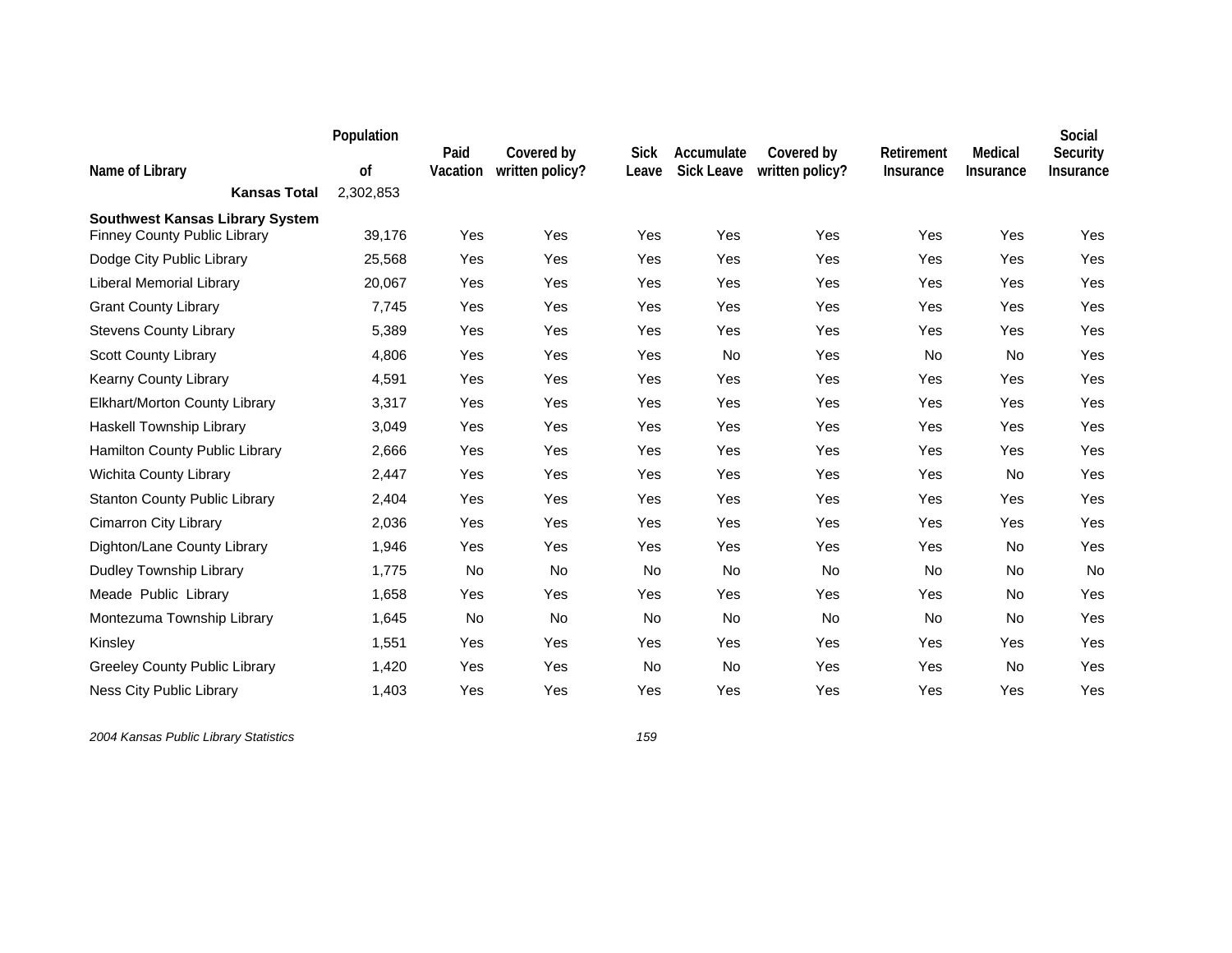| Name of Library | Population of | Paid Vacation | Covered by written policy? | Sick Leave | Accumulate Sick Leave | Covered by written policy? | Retirement Insurance | Medical Insurance | Social Security Insurance |
|---|---|---|---|---|---|---|---|---|---|
| **Kansas Total** | 2,302,853 | | | | | | | | |
| **Southwest Kansas Library System** | | | | | | | | | |
| Finney County Public Library | 39,176 | Yes | Yes | Yes | Yes | Yes | Yes | Yes | Yes |
| Dodge City Public Library | 25,568 | Yes | Yes | Yes | Yes | Yes | Yes | Yes | Yes |
| Liberal Memorial Library | 20,067 | Yes | Yes | Yes | Yes | Yes | Yes | Yes | Yes |
| Grant County Library | 7,745 | Yes | Yes | Yes | Yes | Yes | Yes | Yes | Yes |
| Stevens County Library | 5,389 | Yes | Yes | Yes | Yes | Yes | Yes | Yes | Yes |
| Scott County Library | 4,806 | Yes | Yes | Yes | No | Yes | No | No | Yes |
| Kearny County Library | 4,591 | Yes | Yes | Yes | Yes | Yes | Yes | Yes | Yes |
| Elkhart/Morton County Library | 3,317 | Yes | Yes | Yes | Yes | Yes | Yes | Yes | Yes |
| Haskell Township Library | 3,049 | Yes | Yes | Yes | Yes | Yes | Yes | Yes | Yes |
| Hamilton County Public Library | 2,666 | Yes | Yes | Yes | Yes | Yes | Yes | Yes | Yes |
| Wichita County Library | 2,447 | Yes | Yes | Yes | Yes | Yes | Yes | No | Yes |
| Stanton County Public Library | 2,404 | Yes | Yes | Yes | Yes | Yes | Yes | Yes | Yes |
| Cimarron City Library | 2,036 | Yes | Yes | Yes | Yes | Yes | Yes | Yes | Yes |
| Dighton/Lane County Library | 1,946 | Yes | Yes | Yes | Yes | Yes | Yes | No | Yes |
| Dudley Township Library | 1,775 | No | No | No | No | No | No | No | No |
| Meade Public Library | 1,658 | Yes | Yes | Yes | Yes | Yes | Yes | No | Yes |
| Montezuma Township Library | 1,645 | No | No | No | No | No | No | No | Yes |
| Kinsley | 1,551 | Yes | Yes | Yes | Yes | Yes | Yes | Yes | Yes |
| Greeley County Public Library | 1,420 | Yes | Yes | No | No | Yes | Yes | No | Yes |
| Ness City Public Library | 1,403 | Yes | Yes | Yes | Yes | Yes | Yes | Yes | Yes |

*2004 Kansas Public Library Statistics*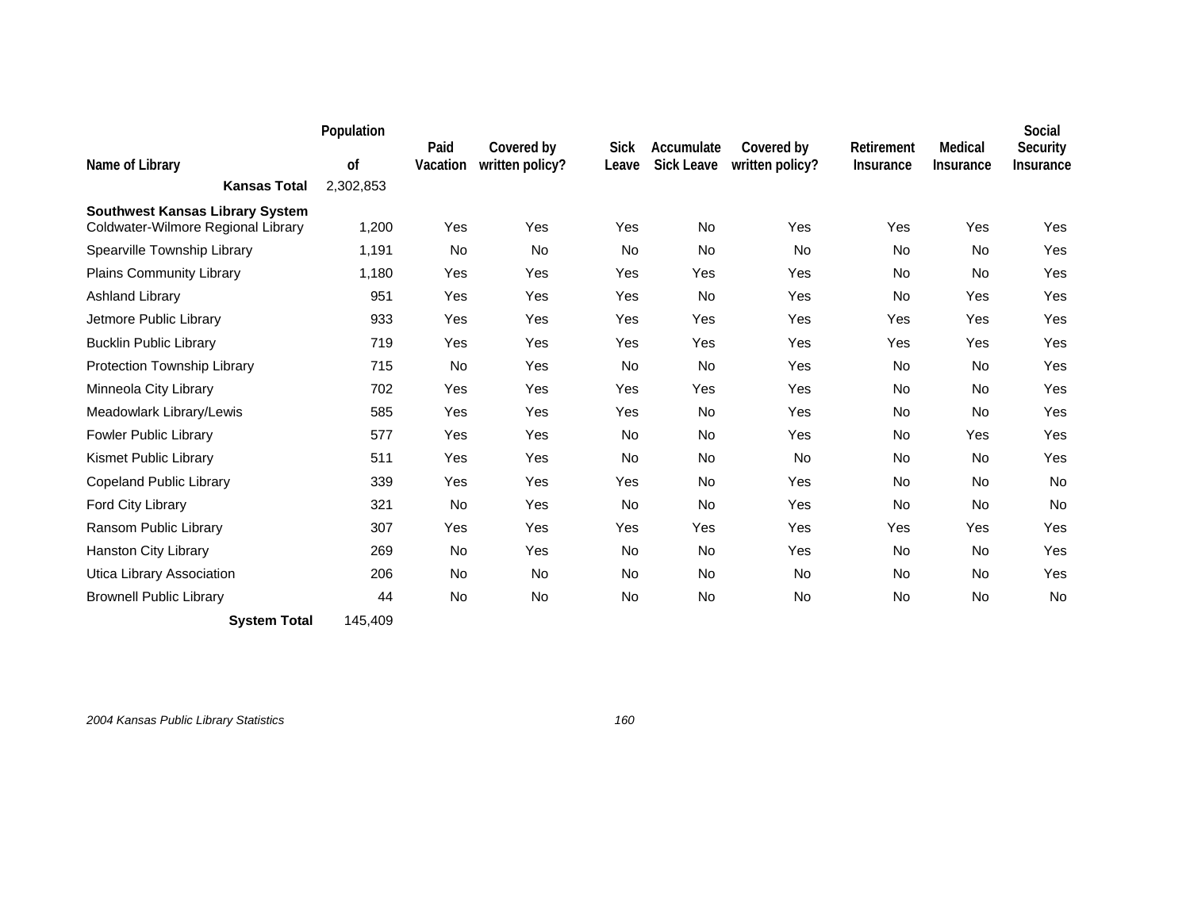| Name of Library | Population of | Paid Vacation | Covered by written policy? | Sick Leave | Accumulate Sick Leave | Covered by written policy? | Retirement Insurance | Medical Insurance | Social Security Insurance |
|---|---|---|---|---|---|---|---|---|---|
| **Kansas Total** | 2,302,853 | | | | | | | | |
| **Southwest Kansas Library System** | | | | | | | | | |
| Coldwater-Wilmore Regional Library | 1,200 | Yes | Yes | Yes | No | Yes | Yes | Yes | Yes |
| Spearville Township Library | 1,191 | No | No | No | No | No | No | No | Yes |
| Plains Community Library | 1,180 | Yes | Yes | Yes | Yes | Yes | No | No | Yes |
| Ashland Library | 951 | Yes | Yes | Yes | No | Yes | No | Yes | Yes |
| Jetmore Public Library | 933 | Yes | Yes | Yes | Yes | Yes | Yes | Yes | Yes |
| Bucklin Public Library | 719 | Yes | Yes | Yes | Yes | Yes | Yes | Yes | Yes |
| Protection Township Library | 715 | No | Yes | No | No | Yes | No | No | Yes |
| Minneola City Library | 702 | Yes | Yes | Yes | Yes | Yes | No | No | Yes |
| Meadowlark Library/Lewis | 585 | Yes | Yes | Yes | No | Yes | No | No | Yes |
| Fowler Public Library | 577 | Yes | Yes | No | No | Yes | No | Yes | Yes |
| Kismet Public Library | 511 | Yes | Yes | No | No | No | No | No | Yes |
| Copeland Public Library | 339 | Yes | Yes | Yes | No | Yes | No | No | No |
| Ford City Library | 321 | No | Yes | No | No | Yes | No | No | No |
| Ransom Public Library | 307 | Yes | Yes | Yes | Yes | Yes | Yes | Yes | Yes |
| Hanston City Library | 269 | No | Yes | No | No | Yes | No | No | Yes |
| Utica Library Association | 206 | No | No | No | No | No | No | No | Yes |
| Brownell Public Library | 44 | No | No | No | No | No | No | No | No |
| **System Total** | 145,409 | | | | | | | | |

*2004 Kansas Public Library Statistics*